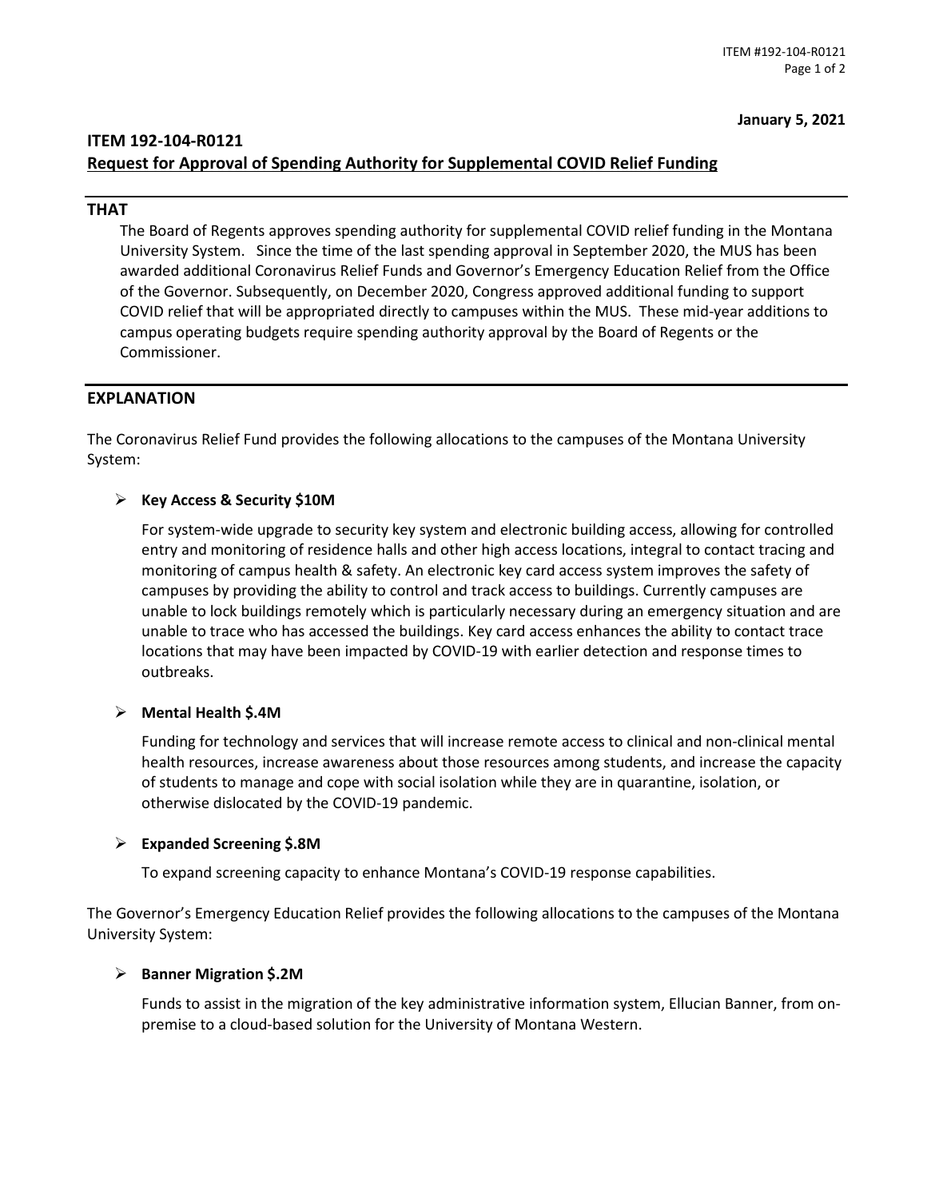**January 5, 2021**

## ITEM 192-104-R0121
**Request for Approval of Spending Authority for Supplemental COVID Relief Funding**

### THAT

The Board of Regents approves spending authority for supplemental COVID relief funding in the Montana University System. Since the time of the last spending approval in September 2020, the MUS has been awarded additional Coronavirus Relief Funds and Governor's Emergency Education Relief from the Office of the Governor. Subsequently, on December 2020, Congress approved additional funding to support COVID relief that will be appropriated directly to campuses within the MUS. These mid-year additions to campus operating budgets require spending authority approval by the Board of Regents or the Commissioner.

### EXPLANATION

The Coronavirus Relief Fund provides the following allocations to the campuses of the Montana University System:

- **Key Access & Security $10M**

  For system-wide upgrade to security key system and electronic building access, allowing for controlled entry and monitoring of residence halls and other high access locations, integral to contact tracing and monitoring of campus health & safety. An electronic key card access system improves the safety of campuses by providing the ability to control and track access to buildings. Currently campuses are unable to lock buildings remotely which is particularly necessary during an emergency situation and are unable to trace who has accessed the buildings. Key card access enhances the ability to contact trace locations that may have been impacted by COVID-19 with earlier detection and response times to outbreaks.

- **Mental Health $.4M**

  Funding for technology and services that will increase remote access to clinical and non-clinical mental health resources, increase awareness about those resources among students, and increase the capacity of students to manage and cope with social isolation while they are in quarantine, isolation, or otherwise dislocated by the COVID-19 pandemic.

- **Expanded Screening $.8M**

  To expand screening capacity to enhance Montana's COVID-19 response capabilities.

The Governor's Emergency Education Relief provides the following allocations to the campuses of the Montana University System:

- **Banner Migration $.2M**

  Funds to assist in the migration of the key administrative information system, Ellucian Banner, from on-premise to a cloud-based solution for the University of Montana Western.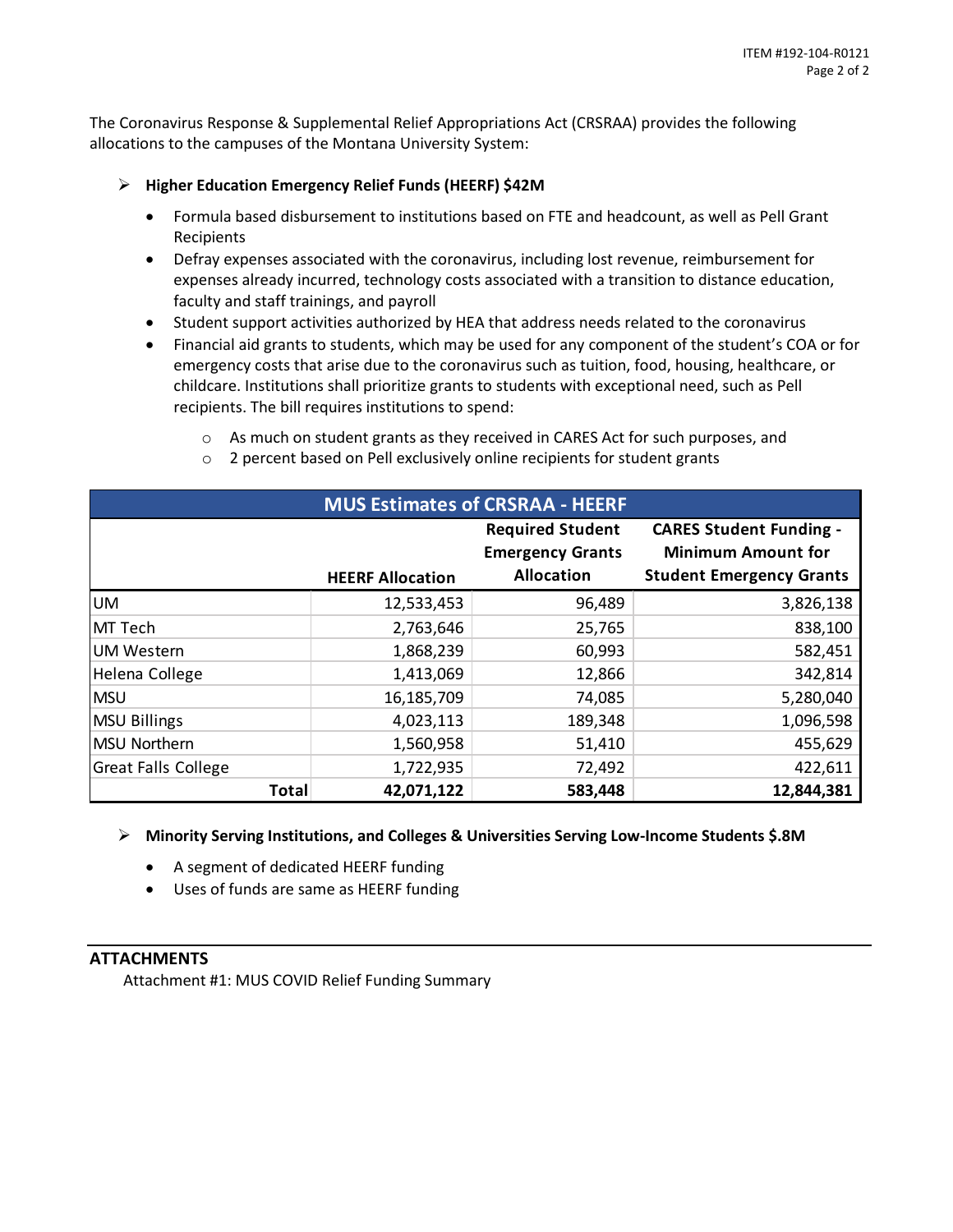The Coronavirus Response & Supplemental Relief Appropriations Act (CRSRAA) provides the following allocations to the campuses of the Montana University System:

- **Higher Education Emergency Relief Funds (HEERF) $42M**
  - Formula based disbursement to institutions based on FTE and headcount, as well as Pell Grant Recipients
  - Defray expenses associated with the coronavirus, including lost revenue, reimbursement for expenses already incurred, technology costs associated with a transition to distance education, faculty and staff trainings, and payroll
  - Student support activities authorized by HEA that address needs related to the coronavirus
  - Financial aid grants to students, which may be used for any component of the student's COA or for emergency costs that arise due to the coronavirus such as tuition, food, housing, healthcare, or childcare. Institutions shall prioritize grants to students with exceptional need, such as Pell recipients. The bill requires institutions to spend:
    - As much on student grants as they received in CARES Act for such purposes, and
    - 2 percent based on Pell exclusively online recipients for student grants

| MUS Estimates of CRSRAA - HEERF | | | |
|---|---|---|---|
| | **HEERF Allocation** | **Required Student Emergency Grants Allocation** | **CARES Student Funding - Minimum Amount for Student Emergency Grants** |
| UM | 12,533,453 | 96,489 | 3,826,138 |
| MT Tech | 2,763,646 | 25,765 | 838,100 |
| UM Western | 1,868,239 | 60,993 | 582,451 |
| Helena College | 1,413,069 | 12,866 | 342,814 |
| MSU | 16,185,709 | 74,085 | 5,280,040 |
| MSU Billings | 4,023,113 | 189,348 | 1,096,598 |
| MSU Northern | 1,560,958 | 51,410 | 455,629 |
| Great Falls College | 1,722,935 | 72,492 | 422,611 |
| **Total** | **42,071,122** | **583,448** | **12,844,381** |

- **Minority Serving Institutions, and Colleges & Universities Serving Low-Income Students $.8M**
  - A segment of dedicated HEERF funding
  - Uses of funds are same as HEERF funding

## ATTACHMENTS

Attachment #1: MUS COVID Relief Funding Summary